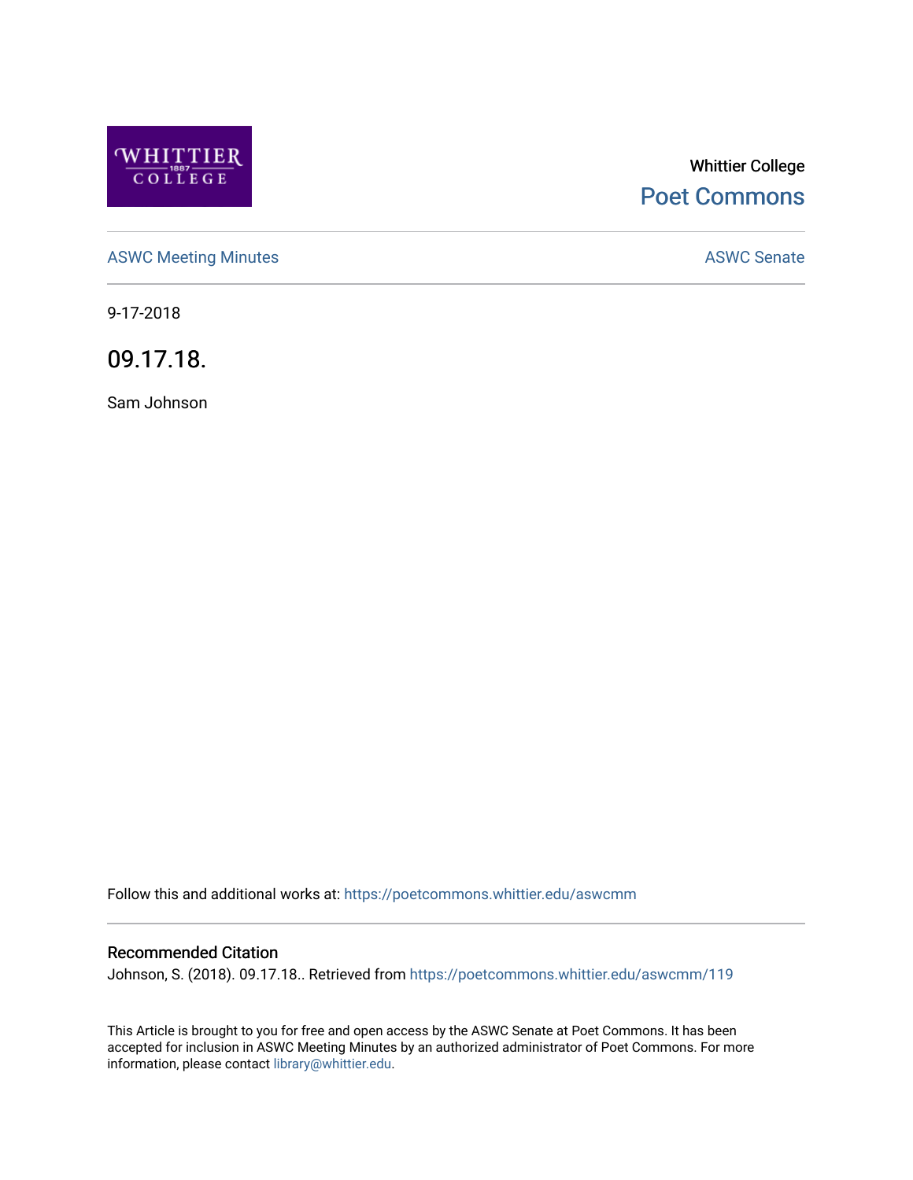Whittier College

Poet Commons

ASWC Meeting Minutes

ASWC Senate

9-17-2018

# 09.17.18.

Sam Johnson

Follow this and additional works at: https://poetcommons.whittier.edu/aswcmm

## Recommended Citation

Johnson, S. (2018). 09.17.18.. Retrieved from https://poetcommons.whittier.edu/aswcmm/119

This Article is brought to you for free and open access by the ASWC Senate at Poet Commons. It has been accepted for inclusion in ASWC Meeting Minutes by an authorized administrator of Poet Commons. For more information, please contact library@whittier.edu.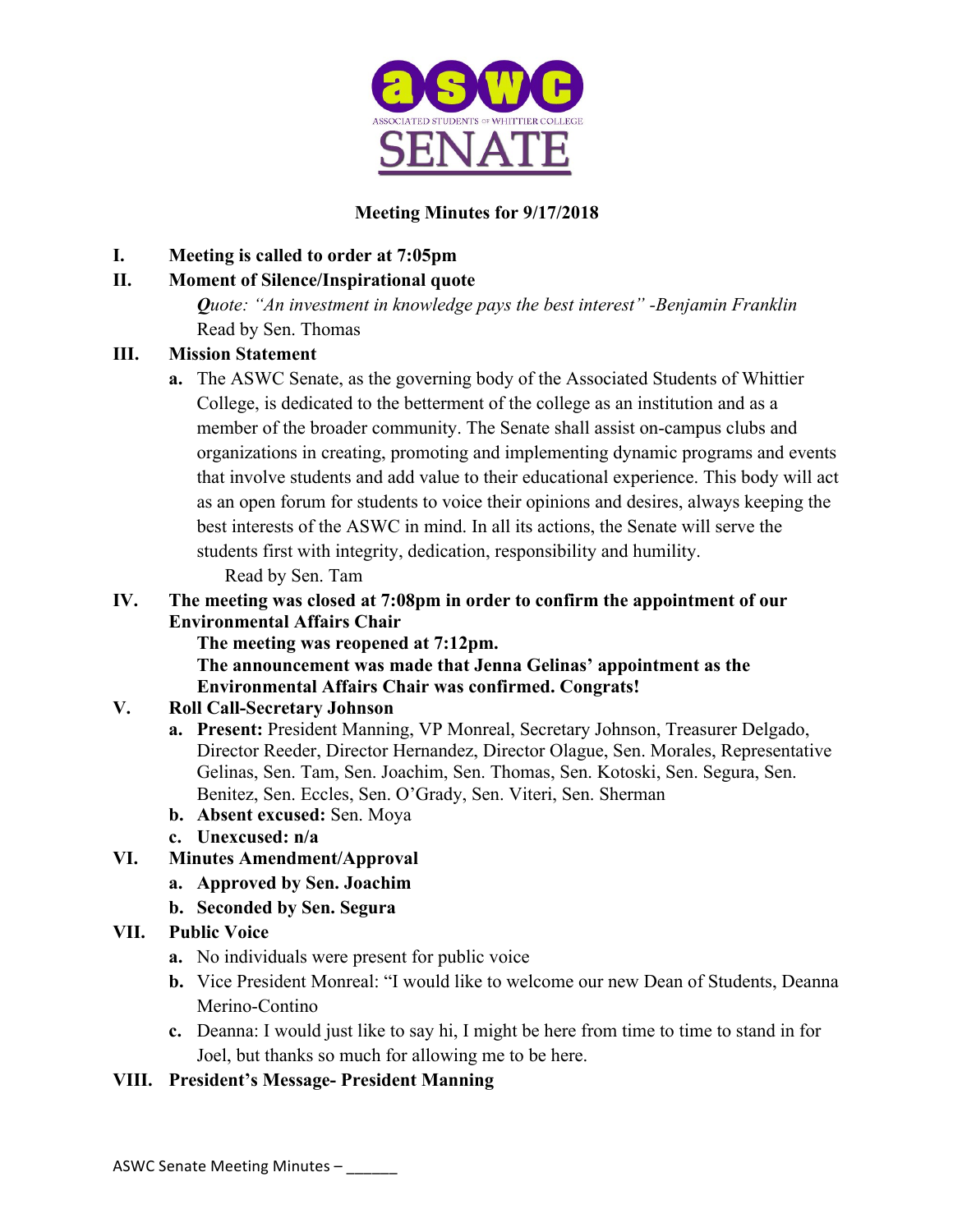**Meeting Minutes for 9/17/2018**

**I. Meeting is called to order at 7:05pm**

**II. Moment of Silence/Inspirational quote**

*Quote: "An investment in knowledge pays the best interest" -Benjamin Franklin*

Read by Sen. Thomas

**III. Mission Statement**

a. The ASWC Senate, as the governing body of the Associated Students of Whittier College, is dedicated to the betterment of the college as an institution and as a member of the broader community. The Senate shall assist on-campus clubs and organizations in creating, promoting and implementing dynamic programs and events that involve students and add value to their educational experience. This body will act as an open forum for students to voice their opinions and desires, always keeping the best interests of the ASWC in mind. In all its actions, the Senate will serve the students first with integrity, dedication, responsibility and humility.

Read by Sen. Tam

**IV. The meeting was closed at 7:08pm in order to confirm the appointment of our Environmental Affairs Chair**

**The meeting was reopened at 7:12pm.**

**The announcement was made that Jenna Gelinas' appointment as the Environmental Affairs Chair was confirmed. Congrats!**

**V. Roll Call-Secretary Johnson**

a. **Present:** President Manning, VP Monreal, Secretary Johnson, Treasurer Delgado, Director Reeder, Director Hernandez, Director Olague, Sen. Morales, Representative Gelinas, Sen. Tam, Sen. Joachim, Sen. Thomas, Sen. Kotoski, Sen. Segura, Sen. Benitez, Sen. Eccles, Sen. O'Grady, Sen. Viteri, Sen. Sherman

b. **Absent excused:** Sen. Moya

c. **Unexcused: n/a**

**VI. Minutes Amendment/Approval**

a. **Approved by Sen. Joachim**

b. **Seconded by Sen. Segura**

**VII. Public Voice**

a. No individuals were present for public voice

b. Vice President Monreal: "I would like to welcome our new Dean of Students, Deanna Merino-Contino

c. Deanna: I would just like to say hi, I might be here from time to time to stand in for Joel, but thanks so much for allowing me to be here.

**VIII. President's Message- President Manning**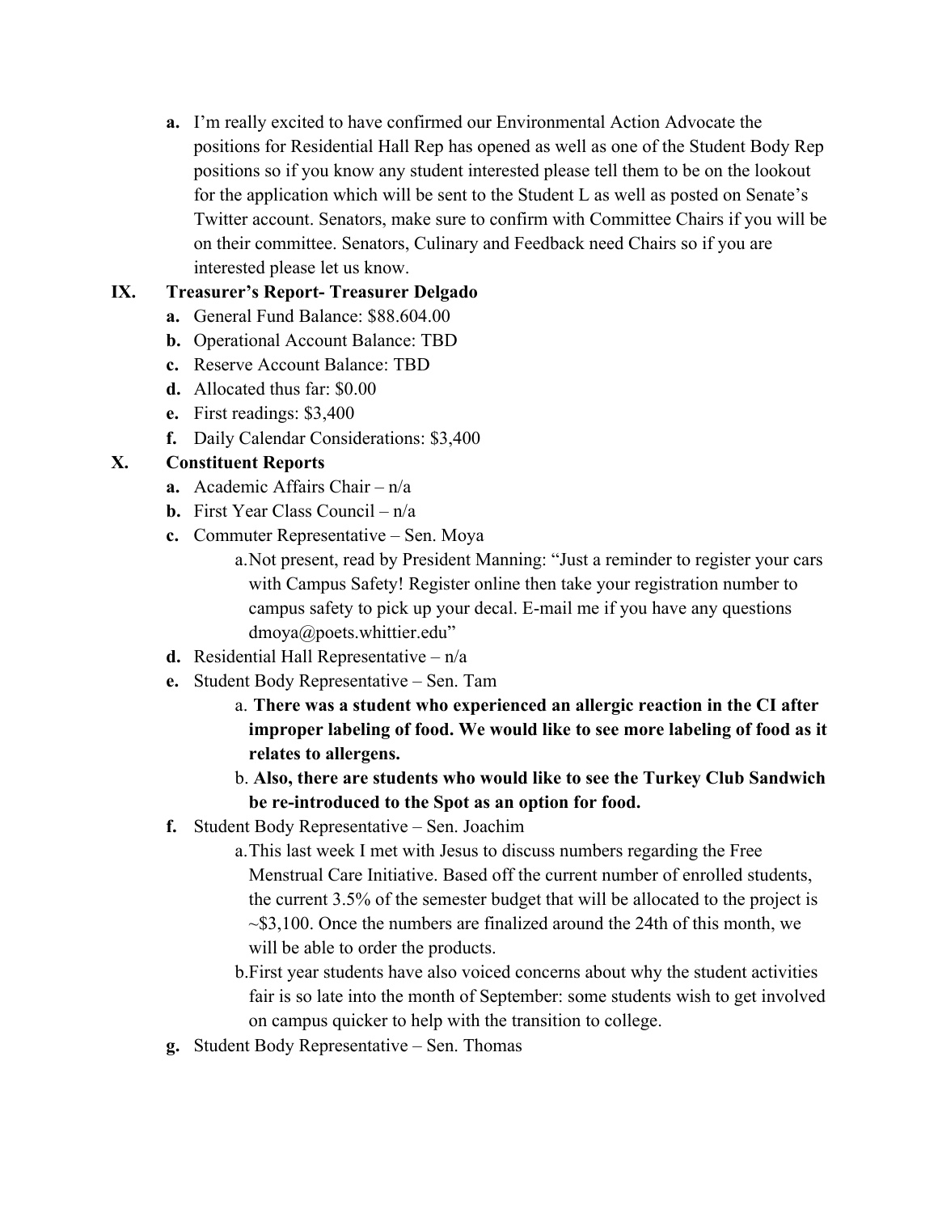a. I'm really excited to have confirmed our Environmental Action Advocate the positions for Residential Hall Rep has opened as well as one of the Student Body Rep positions so if you know any student interested please tell them to be on the lookout for the application which will be sent to the Student L as well as posted on Senate's Twitter account. Senators, make sure to confirm with Committee Chairs if you will be on their committee. Senators, Culinary and Feedback need Chairs so if you are interested please let us know.

**IX. Treasurer's Report- Treasurer Delgado**

a. General Fund Balance: $88.604.00

b. Operational Account Balance: TBD

c. Reserve Account Balance: TBD

d. Allocated thus far: $0.00

e. First readings: $3,400

f. Daily Calendar Considerations: $3,400

**X. Constituent Reports**

a. Academic Affairs Chair – n/a

b. First Year Class Council – n/a

c. Commuter Representative – Sen. Moya

   a. Not present, read by President Manning: "Just a reminder to register your cars with Campus Safety! Register online then take your registration number to campus safety to pick up your decal. E-mail me if you have any questions dmoya@poets.whittier.edu"

d. Residential Hall Representative – n/a

e. Student Body Representative – Sen. Tam

   a. **There was a student who experienced an allergic reaction in the CI after improper labeling of food. We would like to see more labeling of food as it relates to allergens.**

   b. **Also, there are students who would like to see the Turkey Club Sandwich be re-introduced to the Spot as an option for food.**

f. Student Body Representative – Sen. Joachim

   a. This last week I met with Jesus to discuss numbers regarding the Free Menstrual Care Initiative. Based off the current number of enrolled students, the current 3.5% of the semester budget that will be allocated to the project is ~$3,100. Once the numbers are finalized around the 24th of this month, we will be able to order the products.

   b. First year students have also voiced concerns about why the student activities fair is so late into the month of September: some students wish to get involved on campus quicker to help with the transition to college.

g. Student Body Representative – Sen. Thomas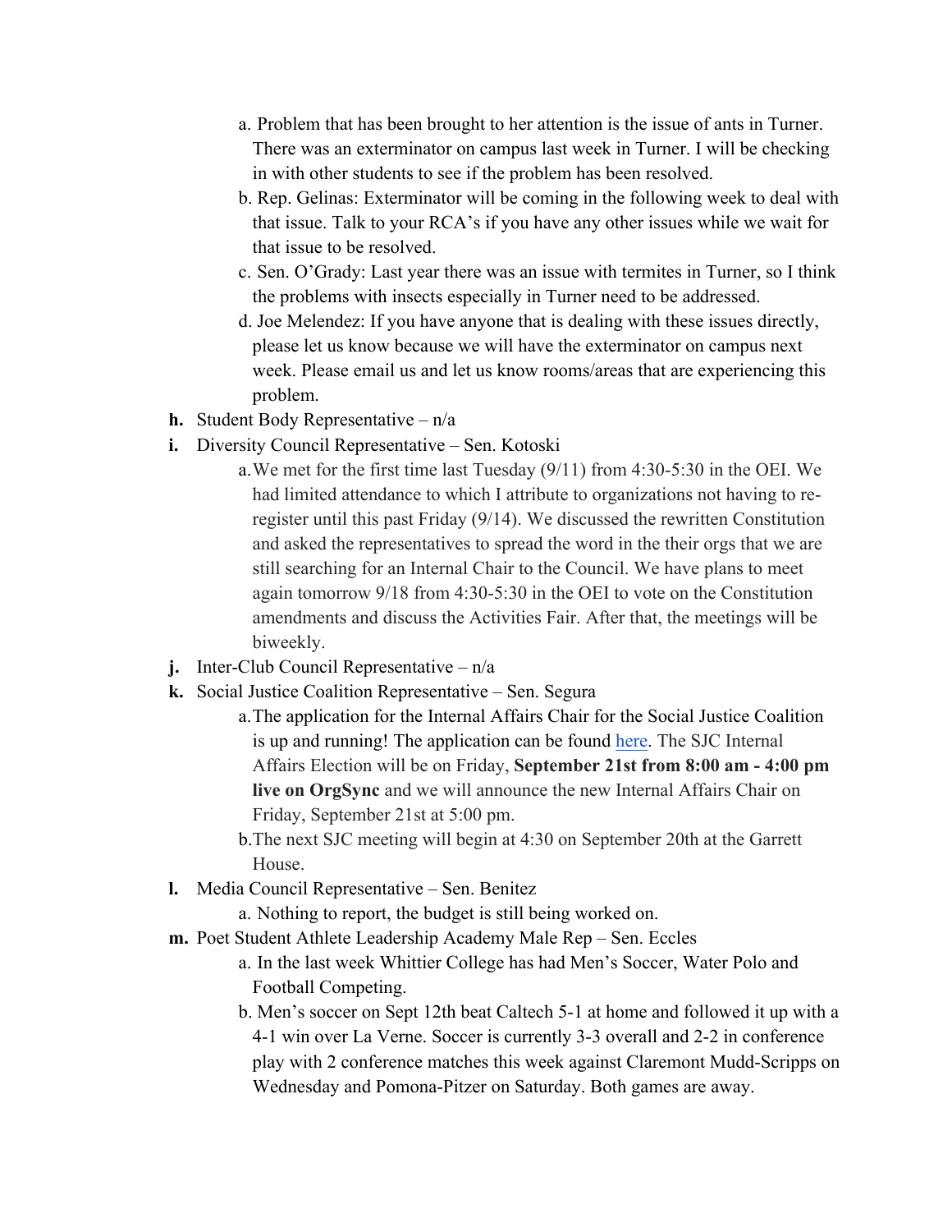a. Problem that has been brought to her attention is the issue of ants in Turner. There was an exterminator on campus last week in Turner. I will be checking in with other students to see if the problem has been resolved.
   b. Rep. Gelinas: Exterminator will be coming in the following week to deal with that issue. Talk to your RCA's if you have any other issues while we wait for that issue to be resolved.
   c. Sen. O'Grady: Last year there was an issue with termites in Turner, so I think the problems with insects especially in Turner need to be addressed.
   d. Joe Melendez: If you have anyone that is dealing with these issues directly, please let us know because we will have the exterminator on campus next week. Please email us and let us know rooms/areas that are experiencing this problem.

**h.** Student Body Representative – n/a

**i.** Diversity Council Representative – Sen. Kotoski
   a. We met for the first time last Tuesday (9/11) from 4:30-5:30 in the OEI. We had limited attendance to which I attribute to organizations not having to re-register until this past Friday (9/14). We discussed the rewritten Constitution and asked the representatives to spread the word in the their orgs that we are still searching for an Internal Chair to the Council. We have plans to meet again tomorrow 9/18 from 4:30-5:30 in the OEI to vote on the Constitution amendments and discuss the Activities Fair. After that, the meetings will be biweekly.

**j.** Inter-Club Council Representative – n/a

**k.** Social Justice Coalition Representative – Sen. Segura
   a. The application for the Internal Affairs Chair for the Social Justice Coalition is up and running! The application can be found here. The SJC Internal Affairs Election will be on Friday, **September 21st from 8:00 am - 4:00 pm live on OrgSync** and we will announce the new Internal Affairs Chair on Friday, September 21st at 5:00 pm.
   b. The next SJC meeting will begin at 4:30 on September 20th at the Garrett House.

**l.** Media Council Representative – Sen. Benitez
   a. Nothing to report, the budget is still being worked on.

**m.** Poet Student Athlete Leadership Academy Male Rep – Sen. Eccles
   a. In the last week Whittier College has had Men's Soccer, Water Polo and Football Competing.
   b. Men's soccer on Sept 12th beat Caltech 5-1 at home and followed it up with a 4-1 win over La Verne. Soccer is currently 3-3 overall and 2-2 in conference play with 2 conference matches this week against Claremont Mudd-Scripps on Wednesday and Pomona-Pitzer on Saturday. Both games are away.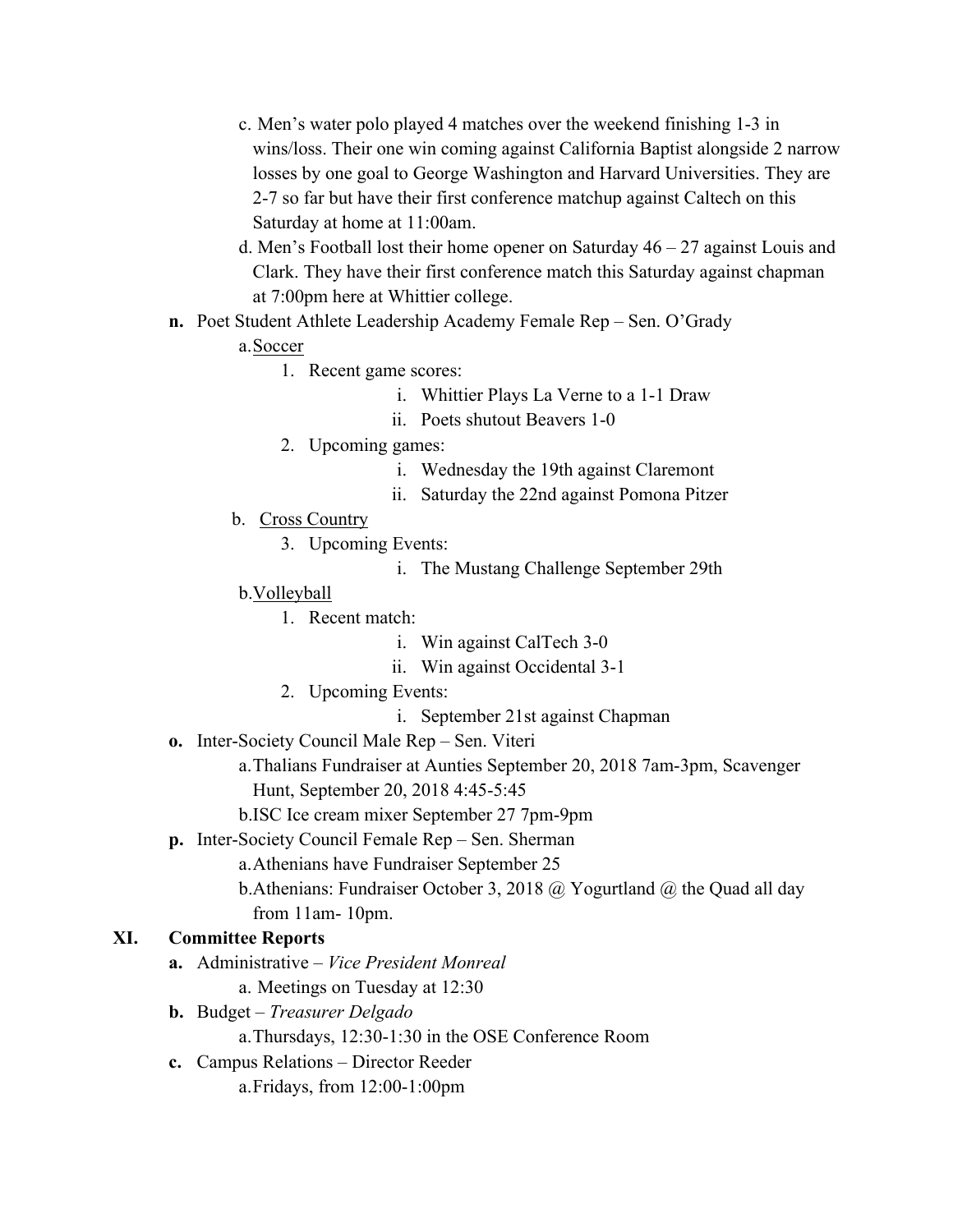c. Men's water polo played 4 matches over the weekend finishing 1-3 in wins/loss. Their one win coming against California Baptist alongside 2 narrow losses by one goal to George Washington and Harvard Universities. They are 2-7 so far but have their first conference matchup against Caltech on this Saturday at home at 11:00am.

d. Men's Football lost their home opener on Saturday 46 – 27 against Louis and Clark. They have their first conference match this Saturday against chapman at 7:00pm here at Whittier college.

**n.** Poet Student Athlete Leadership Academy Female Rep – Sen. O'Grady

- a. Soccer
  1. Recent game scores:
     - i. Whittier Plays La Verne to a 1-1 Draw
     - ii. Poets shutout Beavers 1-0
  2. Upcoming games:
     - i. Wednesday the 19th against Claremont
     - ii. Saturday the 22nd against Pomona Pitzer
- b. Cross Country
  3. Upcoming Events:
     - i. The Mustang Challenge September 29th
- b. Volleyball
  1. Recent match:
     - i. Win against CalTech 3-0
     - ii. Win against Occidental 3-1
  2. Upcoming Events:
     - i. September 21st against Chapman

**o.** Inter-Society Council Male Rep – Sen. Viteri

- a. Thalians Fundraiser at Aunties September 20, 2018 7am-3pm, Scavenger Hunt, September 20, 2018 4:45-5:45
- b. ISC Ice cream mixer September 27 7pm-9pm

**p.** Inter-Society Council Female Rep – Sen. Sherman

- a. Athenians have Fundraiser September 25
- b. Athenians: Fundraiser October 3, 2018 @ Yogurtland @ the Quad all day from 11am- 10pm.

## XI. Committee Reports

**a.** Administrative – *Vice President Monreal*

- a. Meetings on Tuesday at 12:30

**b.** Budget – *Treasurer Delgado*

- a. Thursdays, 12:30-1:30 in the OSE Conference Room

**c.** Campus Relations – Director Reeder

- a. Fridays, from 12:00-1:00pm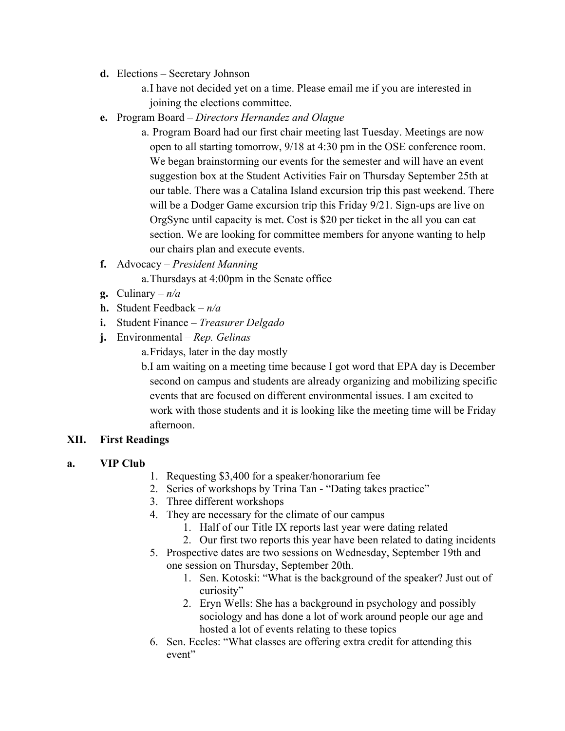**d.** Elections – Secretary Johnson

   a. I have not decided yet on a time. Please email me if you are interested in joining the elections committee.

**e.** Program Board – *Directors Hernandez and Olague*

   a. Program Board had our first chair meeting last Tuesday. Meetings are now open to all starting tomorrow, 9/18 at 4:30 pm in the OSE conference room. We began brainstorming our events for the semester and will have an event suggestion box at the Student Activities Fair on Thursday September 25th at our table. There was a Catalina Island excursion trip this past weekend. There will be a Dodger Game excursion trip this Friday 9/21. Sign-ups are live on OrgSync until capacity is met. Cost is $20 per ticket in the all you can eat section. We are looking for committee members for anyone wanting to help our chairs plan and execute events.

**f.** Advocacy – *President Manning*

   a. Thursdays at 4:00pm in the Senate office

**g.** Culinary – *n/a*

**h.** Student Feedback – *n/a*

**i.** Student Finance – *Treasurer Delgado*

**j.** Environmental – *Rep. Gelinas*

   a. Fridays, later in the day mostly

   b. I am waiting on a meeting time because I got word that EPA day is December second on campus and students are already organizing and mobilizing specific events that are focused on different environmental issues. I am excited to work with those students and it is looking like the meeting time will be Friday afternoon.

## XII. First Readings

**a. VIP Club**

1. Requesting $3,400 for a speaker/honorarium fee
2. Series of workshops by Trina Tan - "Dating takes practice"
3. Three different workshops
4. They are necessary for the climate of our campus
    1. Half of our Title IX reports last year were dating related
    2. Our first two reports this year have been related to dating incidents
5. Prospective dates are two sessions on Wednesday, September 19th and one session on Thursday, September 20th.
    1. Sen. Kotoski: "What is the background of the speaker? Just out of curiosity"
    2. Eryn Wells: She has a background in psychology and possibly sociology and has done a lot of work around people our age and hosted a lot of events relating to these topics
6. Sen. Eccles: "What classes are offering extra credit for attending this event"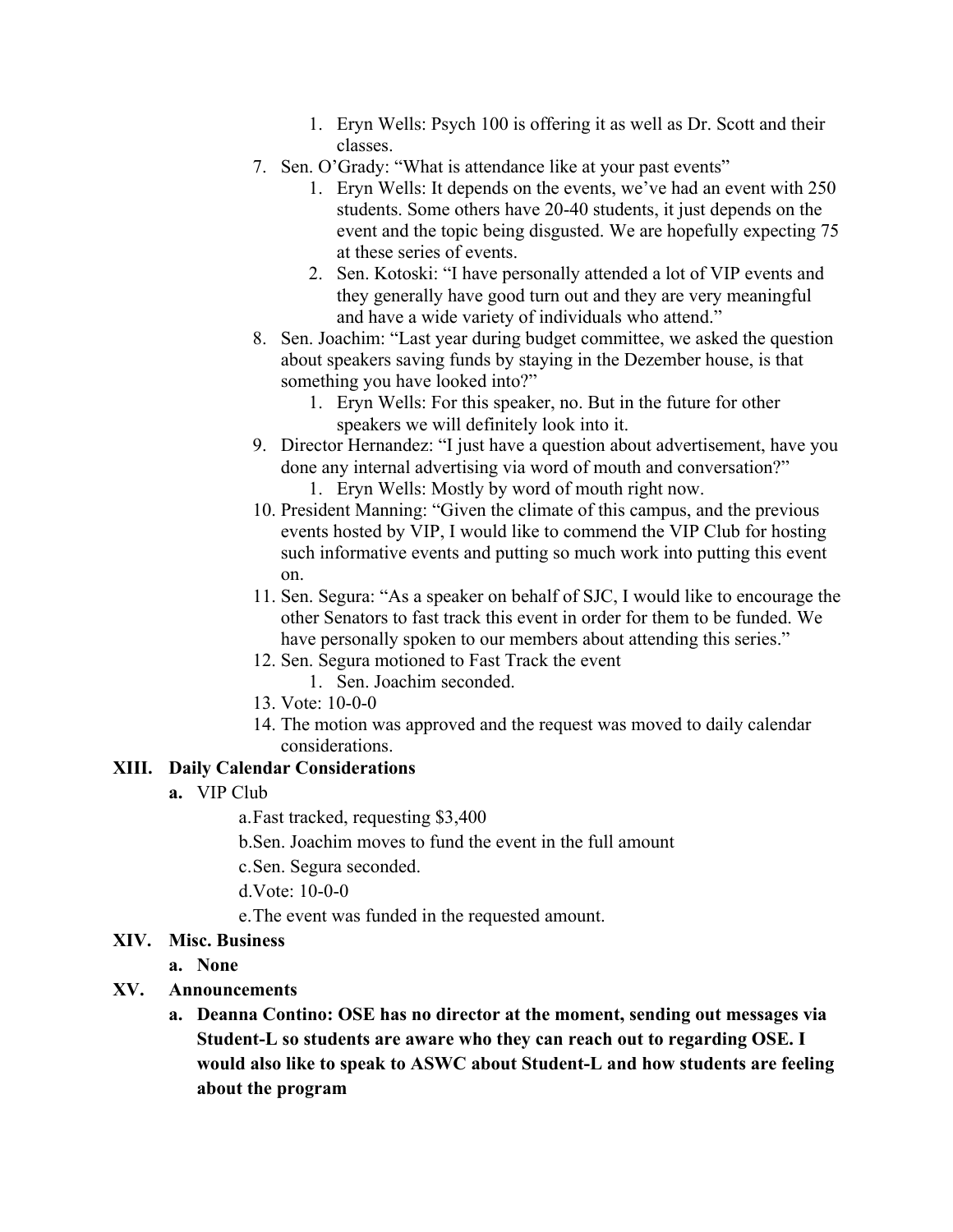1. Eryn Wells: Psych 100 is offering it as well as Dr. Scott and their classes.
7. Sen. O'Grady: "What is attendance like at your past events"
    1. Eryn Wells: It depends on the events, we've had an event with 250 students. Some others have 20-40 students, it just depends on the event and the topic being disgusted. We are hopefully expecting 75 at these series of events.
    2. Sen. Kotoski: "I have personally attended a lot of VIP events and they generally have good turn out and they are very meaningful and have a wide variety of individuals who attend."
8. Sen. Joachim: "Last year during budget committee, we asked the question about speakers saving funds by staying in the Dezember house, is that something you have looked into?"
    1. Eryn Wells: For this speaker, no. But in the future for other speakers we will definitely look into it.
9. Director Hernandez: "I just have a question about advertisement, have you done any internal advertising via word of mouth and conversation?"
    1. Eryn Wells: Mostly by word of mouth right now.
10. President Manning: "Given the climate of this campus, and the previous events hosted by VIP, I would like to commend the VIP Club for hosting such informative events and putting so much work into putting this event on.
11. Sen. Segura: "As a speaker on behalf of SJC, I would like to encourage the other Senators to fast track this event in order for them to be funded. We have personally spoken to our members about attending this series."
12. Sen. Segura motioned to Fast Track the event
    1. Sen. Joachim seconded.
13. Vote: 10-0-0
14. The motion was approved and the request was moved to daily calendar considerations.

**XIII. Daily Calendar Considerations**

**a.** VIP Club

a. Fast tracked, requesting $3,400

b. Sen. Joachim moves to fund the event in the full amount

c. Sen. Segura seconded.

d. Vote: 10-0-0

e. The event was funded in the requested amount.

**XIV. Misc. Business**

**a. None**

**XV. Announcements**

**a. Deanna Contino: OSE has no director at the moment, sending out messages via Student-L so students are aware who they can reach out to regarding OSE. I would also like to speak to ASWC about Student-L and how students are feeling about the program**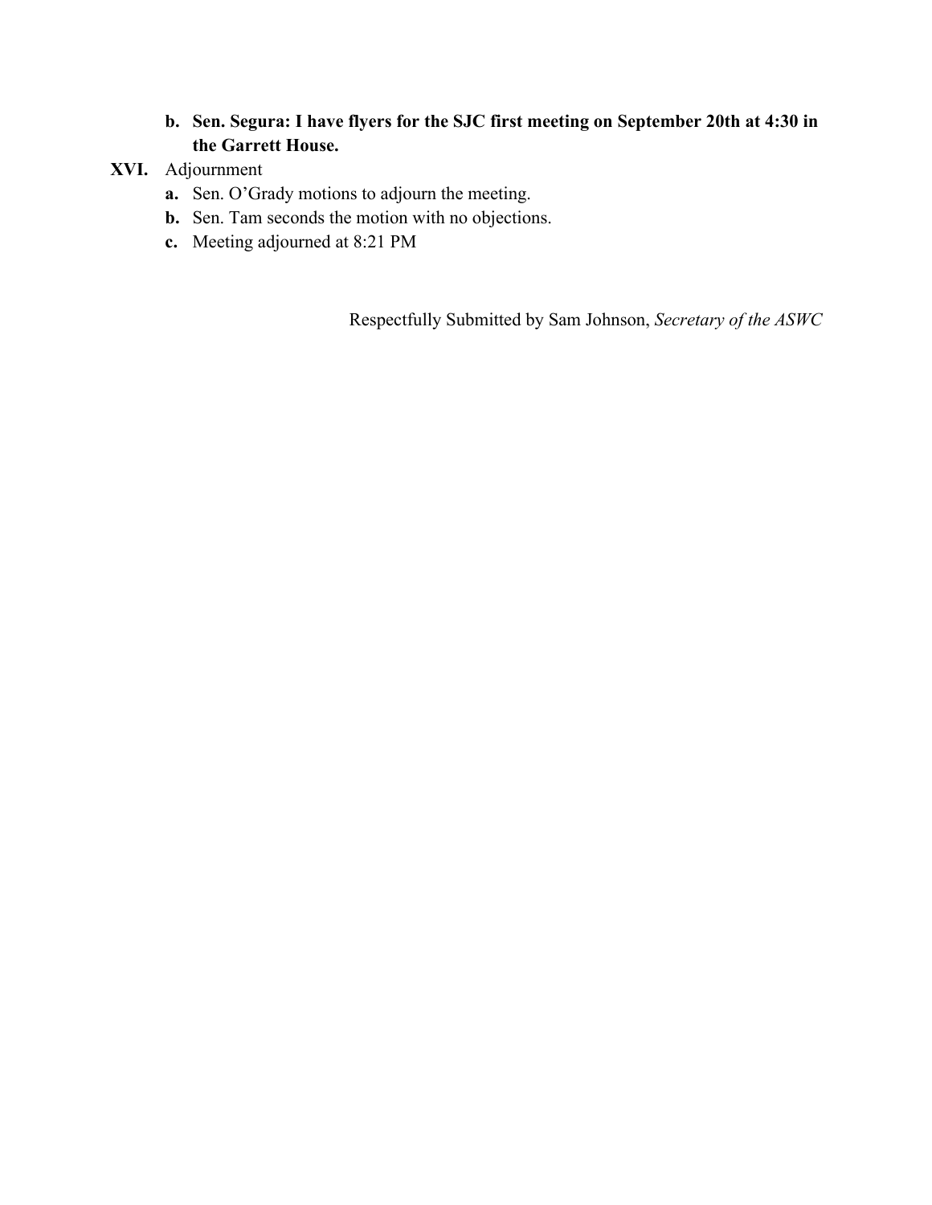b. **Sen. Segura: I have flyers for the SJC first meeting on September 20th at 4:30 in the Garrett House.**

**XVI.** Adjournment

a. Sen. O'Grady motions to adjourn the meeting.

b. Sen. Tam seconds the motion with no objections.

c. Meeting adjourned at 8:21 PM

Respectfully Submitted by Sam Johnson, *Secretary of the ASWC*